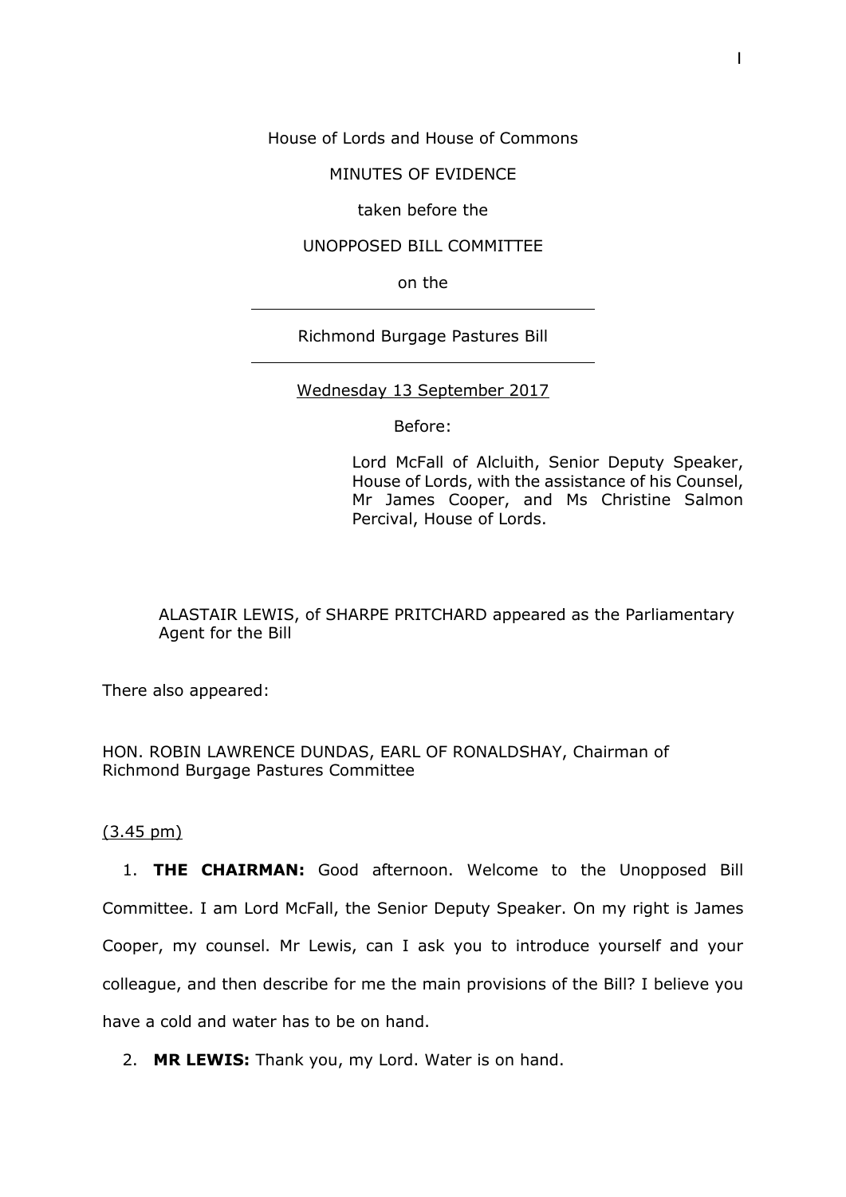House of Lords and House of Commons

MINUTES OF EVIDENCE

taken before the

UNOPPOSED BILL COMMITTEE

on the

---

Richmond Burgage Pastures Bill

---

Wednesday 13 September 2017

Before:

Lord McFall of Alcluith, Senior Deputy Speaker, House of Lords, with the assistance of his Counsel, Mr James Cooper, and Ms Christine Salmon Percival, House of Lords.

ALASTAIR LEWIS, of SHARPE PRITCHARD appeared as the Parliamentary Agent for the Bill

There also appeared:

HON. ROBIN LAWRENCE DUNDAS, EARL OF RONALDSHAY, Chairman of Richmond Burgage Pastures Committee

(3.45 pm)

1. **THE CHAIRMAN:** Good afternoon. Welcome to the Unopposed Bill Committee. I am Lord McFall, the Senior Deputy Speaker. On my right is James Cooper, my counsel. Mr Lewis, can I ask you to introduce yourself and your colleague, and then describe for me the main provisions of the Bill? I believe you have a cold and water has to be on hand.

2. **MR LEWIS:** Thank you, my Lord. Water is on hand.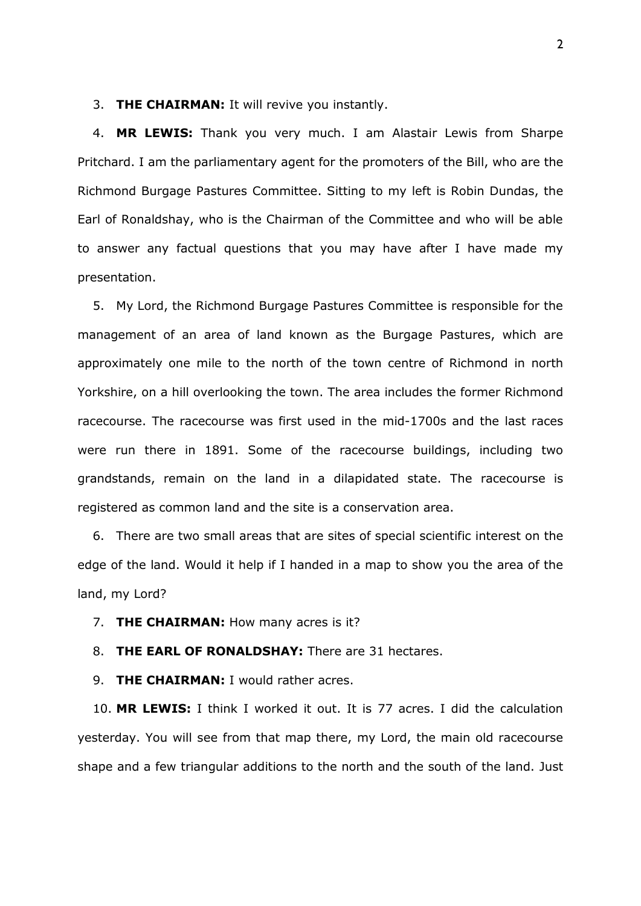3. **THE CHAIRMAN:** It will revive you instantly.

4. **MR LEWIS:** Thank you very much. I am Alastair Lewis from Sharpe Pritchard. I am the parliamentary agent for the promoters of the Bill, who are the Richmond Burgage Pastures Committee. Sitting to my left is Robin Dundas, the Earl of Ronaldshay, who is the Chairman of the Committee and who will be able to answer any factual questions that you may have after I have made my presentation.

5. My Lord, the Richmond Burgage Pastures Committee is responsible for the management of an area of land known as the Burgage Pastures, which are approximately one mile to the north of the town centre of Richmond in north Yorkshire, on a hill overlooking the town. The area includes the former Richmond racecourse. The racecourse was first used in the mid-1700s and the last races were run there in 1891. Some of the racecourse buildings, including two grandstands, remain on the land in a dilapidated state. The racecourse is registered as common land and the site is a conservation area.

6. There are two small areas that are sites of special scientific interest on the edge of the land. Would it help if I handed in a map to show you the area of the land, my Lord?

7. **THE CHAIRMAN:** How many acres is it?

8. **THE EARL OF RONALDSHAY:** There are 31 hectares.

9. **THE CHAIRMAN:** I would rather acres.

10. **MR LEWIS:** I think I worked it out. It is 77 acres. I did the calculation yesterday. You will see from that map there, my Lord, the main old racecourse shape and a few triangular additions to the north and the south of the land. Just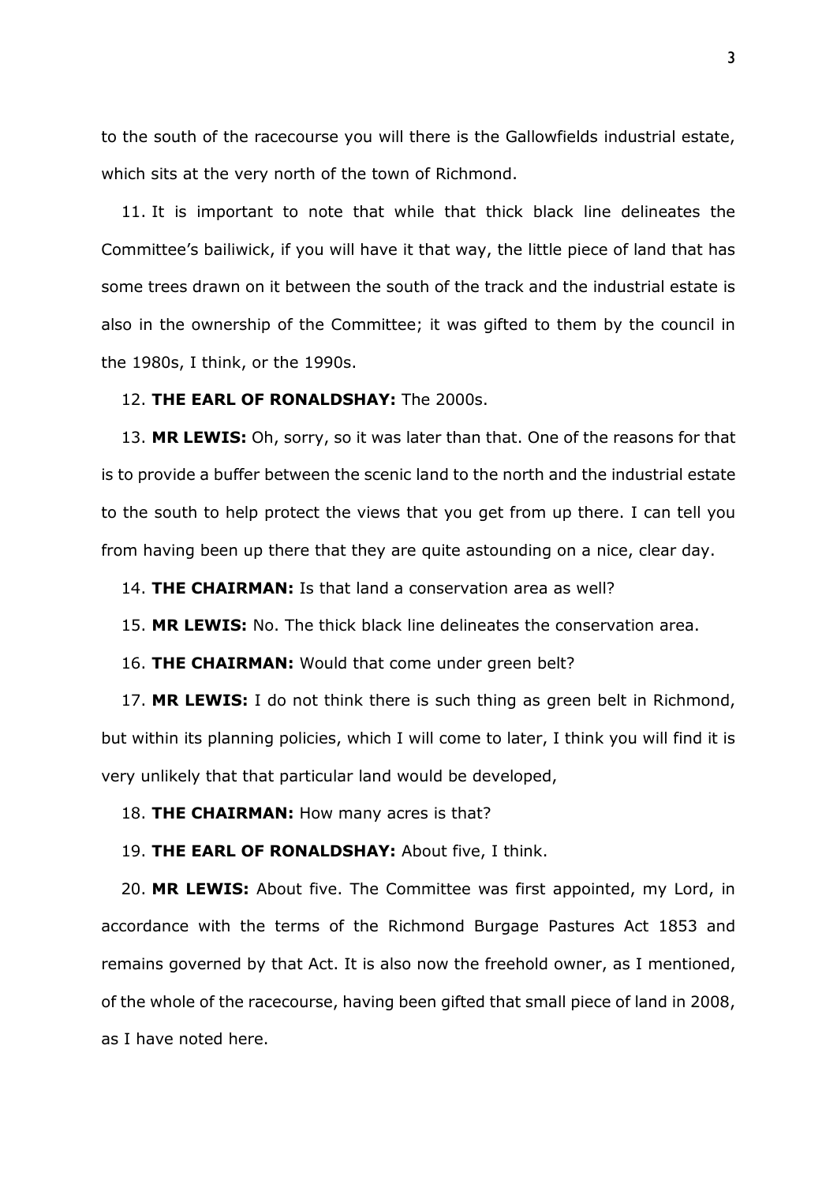to the south of the racecourse you will there is the Gallowfields industrial estate, which sits at the very north of the town of Richmond.

11. It is important to note that while that thick black line delineates the Committee's bailiwick, if you will have it that way, the little piece of land that has some trees drawn on it between the south of the track and the industrial estate is also in the ownership of the Committee; it was gifted to them by the council in the 1980s, I think, or the 1990s.

12. **THE EARL OF RONALDSHAY:** The 2000s.

13. **MR LEWIS:** Oh, sorry, so it was later than that. One of the reasons for that is to provide a buffer between the scenic land to the north and the industrial estate to the south to help protect the views that you get from up there. I can tell you from having been up there that they are quite astounding on a nice, clear day.

14. **THE CHAIRMAN:** Is that land a conservation area as well?

15. **MR LEWIS:** No. The thick black line delineates the conservation area.

16. **THE CHAIRMAN:** Would that come under green belt?

17. **MR LEWIS:** I do not think there is such thing as green belt in Richmond, but within its planning policies, which I will come to later, I think you will find it is very unlikely that that particular land would be developed,

18. **THE CHAIRMAN:** How many acres is that?

19. **THE EARL OF RONALDSHAY:** About five, I think.

20. **MR LEWIS:** About five. The Committee was first appointed, my Lord, in accordance with the terms of the Richmond Burgage Pastures Act 1853 and remains governed by that Act. It is also now the freehold owner, as I mentioned, of the whole of the racecourse, having been gifted that small piece of land in 2008, as I have noted here.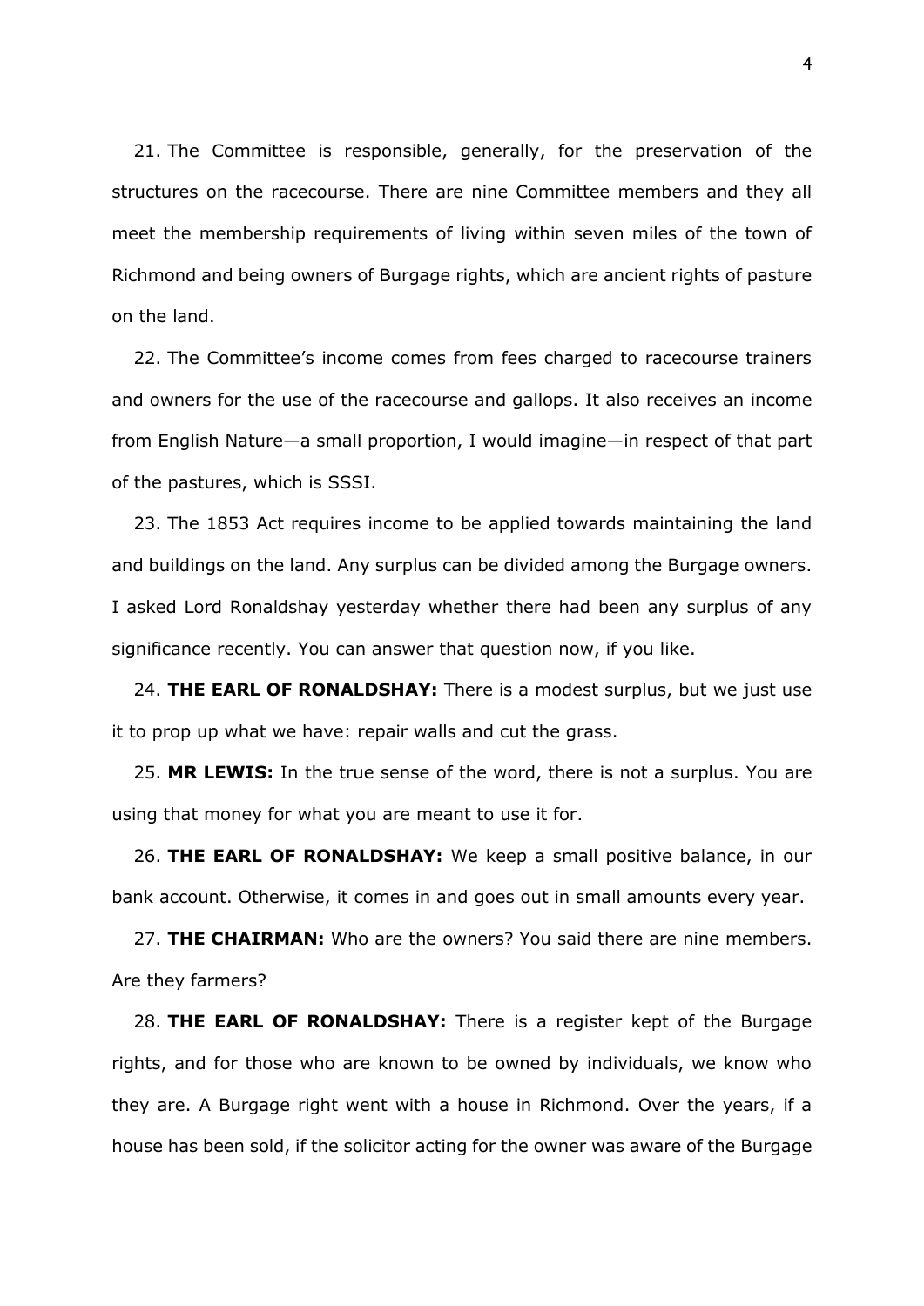21. The Committee is responsible, generally, for the preservation of the structures on the racecourse. There are nine Committee members and they all meet the membership requirements of living within seven miles of the town of Richmond and being owners of Burgage rights, which are ancient rights of pasture on the land.

22. The Committee's income comes from fees charged to racecourse trainers and owners for the use of the racecourse and gallops. It also receives an income from English Nature—a small proportion, I would imagine—in respect of that part of the pastures, which is SSSI.

23. The 1853 Act requires income to be applied towards maintaining the land and buildings on the land. Any surplus can be divided among the Burgage owners. I asked Lord Ronaldshay yesterday whether there had been any surplus of any significance recently. You can answer that question now, if you like.

24. **THE EARL OF RONALDSHAY:** There is a modest surplus, but we just use it to prop up what we have: repair walls and cut the grass.

25. **MR LEWIS:** In the true sense of the word, there is not a surplus. You are using that money for what you are meant to use it for.

26. **THE EARL OF RONALDSHAY:** We keep a small positive balance, in our bank account. Otherwise, it comes in and goes out in small amounts every year.

27. **THE CHAIRMAN:** Who are the owners? You said there are nine members. Are they farmers?

28. **THE EARL OF RONALDSHAY:** There is a register kept of the Burgage rights, and for those who are known to be owned by individuals, we know who they are. A Burgage right went with a house in Richmond. Over the years, if a house has been sold, if the solicitor acting for the owner was aware of the Burgage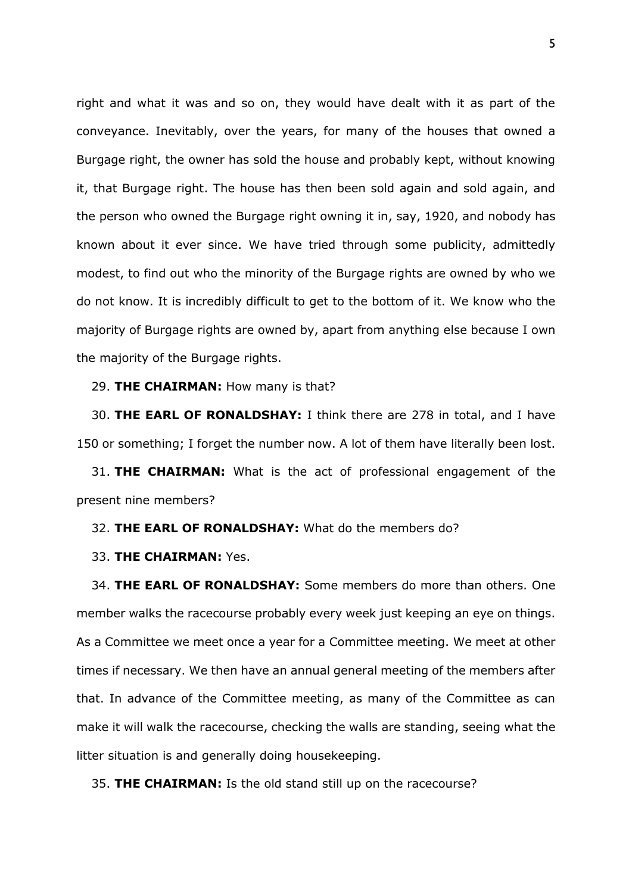right and what it was and so on, they would have dealt with it as part of the conveyance. Inevitably, over the years, for many of the houses that owned a Burgage right, the owner has sold the house and probably kept, without knowing it, that Burgage right. The house has then been sold again and sold again, and the person who owned the Burgage right owning it in, say, 1920, and nobody has known about it ever since. We have tried through some publicity, admittedly modest, to find out who the minority of the Burgage rights are owned by who we do not know. It is incredibly difficult to get to the bottom of it. We know who the majority of Burgage rights are owned by, apart from anything else because I own the majority of the Burgage rights.

29. **THE CHAIRMAN:** How many is that?

30. **THE EARL OF RONALDSHAY:** I think there are 278 in total, and I have 150 or something; I forget the number now. A lot of them have literally been lost.

31. **THE CHAIRMAN:** What is the act of professional engagement of the present nine members?

32. **THE EARL OF RONALDSHAY:** What do the members do?

33. **THE CHAIRMAN:** Yes.

34. **THE EARL OF RONALDSHAY:** Some members do more than others. One member walks the racecourse probably every week just keeping an eye on things. As a Committee we meet once a year for a Committee meeting. We meet at other times if necessary. We then have an annual general meeting of the members after that. In advance of the Committee meeting, as many of the Committee as can make it will walk the racecourse, checking the walls are standing, seeing what the litter situation is and generally doing housekeeping.

35. **THE CHAIRMAN:** Is the old stand still up on the racecourse?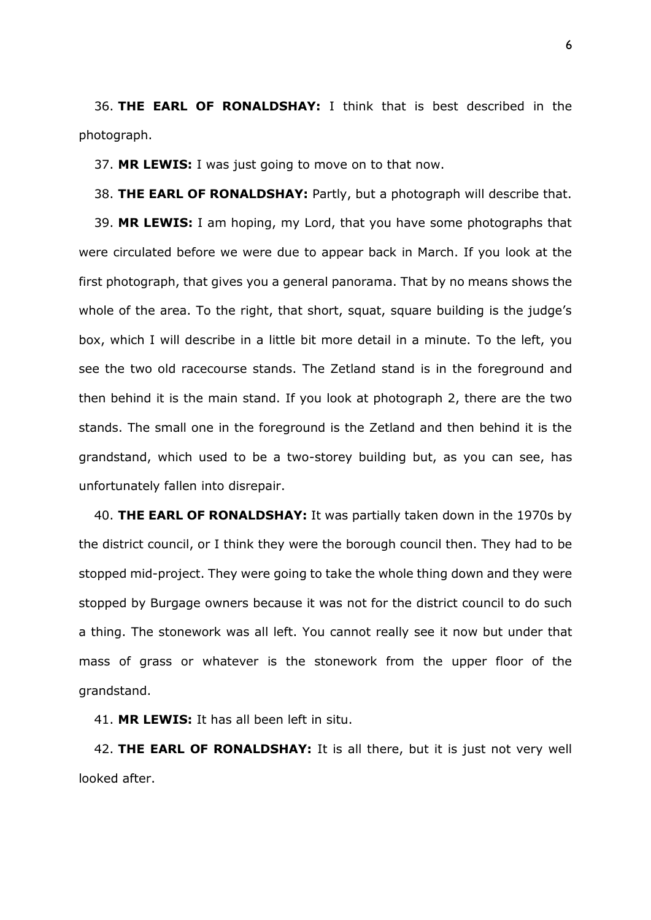36. **THE EARL OF RONALDSHAY:** I think that is best described in the photograph.

37. **MR LEWIS:** I was just going to move on to that now.

38. **THE EARL OF RONALDSHAY:** Partly, but a photograph will describe that.

39. **MR LEWIS:** I am hoping, my Lord, that you have some photographs that were circulated before we were due to appear back in March. If you look at the first photograph, that gives you a general panorama. That by no means shows the whole of the area. To the right, that short, squat, square building is the judge's box, which I will describe in a little bit more detail in a minute. To the left, you see the two old racecourse stands. The Zetland stand is in the foreground and then behind it is the main stand. If you look at photograph 2, there are the two stands. The small one in the foreground is the Zetland and then behind it is the grandstand, which used to be a two-storey building but, as you can see, has unfortunately fallen into disrepair.

40. **THE EARL OF RONALDSHAY:** It was partially taken down in the 1970s by the district council, or I think they were the borough council then. They had to be stopped mid-project. They were going to take the whole thing down and they were stopped by Burgage owners because it was not for the district council to do such a thing. The stonework was all left. You cannot really see it now but under that mass of grass or whatever is the stonework from the upper floor of the grandstand.

41. **MR LEWIS:** It has all been left in situ.

42. **THE EARL OF RONALDSHAY:** It is all there, but it is just not very well looked after.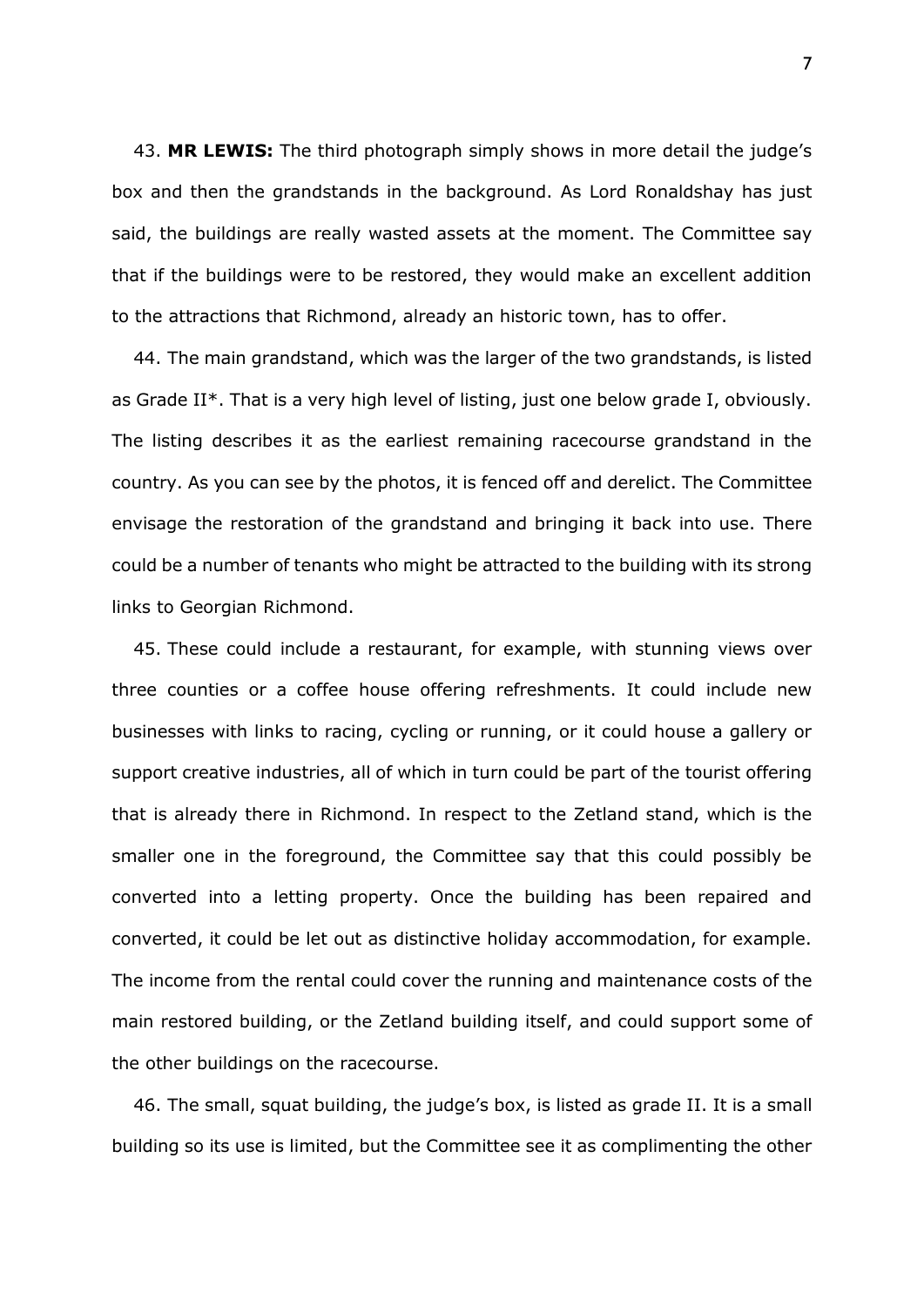43. **MR LEWIS:** The third photograph simply shows in more detail the judge's box and then the grandstands in the background. As Lord Ronaldshay has just said, the buildings are really wasted assets at the moment. The Committee say that if the buildings were to be restored, they would make an excellent addition to the attractions that Richmond, already an historic town, has to offer.

44. The main grandstand, which was the larger of the two grandstands, is listed as Grade II*. That is a very high level of listing, just one below grade I, obviously. The listing describes it as the earliest remaining racecourse grandstand in the country. As you can see by the photos, it is fenced off and derelict. The Committee envisage the restoration of the grandstand and bringing it back into use. There could be a number of tenants who might be attracted to the building with its strong links to Georgian Richmond.

45. These could include a restaurant, for example, with stunning views over three counties or a coffee house offering refreshments. It could include new businesses with links to racing, cycling or running, or it could house a gallery or support creative industries, all of which in turn could be part of the tourist offering that is already there in Richmond. In respect to the Zetland stand, which is the smaller one in the foreground, the Committee say that this could possibly be converted into a letting property. Once the building has been repaired and converted, it could be let out as distinctive holiday accommodation, for example. The income from the rental could cover the running and maintenance costs of the main restored building, or the Zetland building itself, and could support some of the other buildings on the racecourse.

46. The small, squat building, the judge's box, is listed as grade II. It is a small building so its use is limited, but the Committee see it as complimenting the other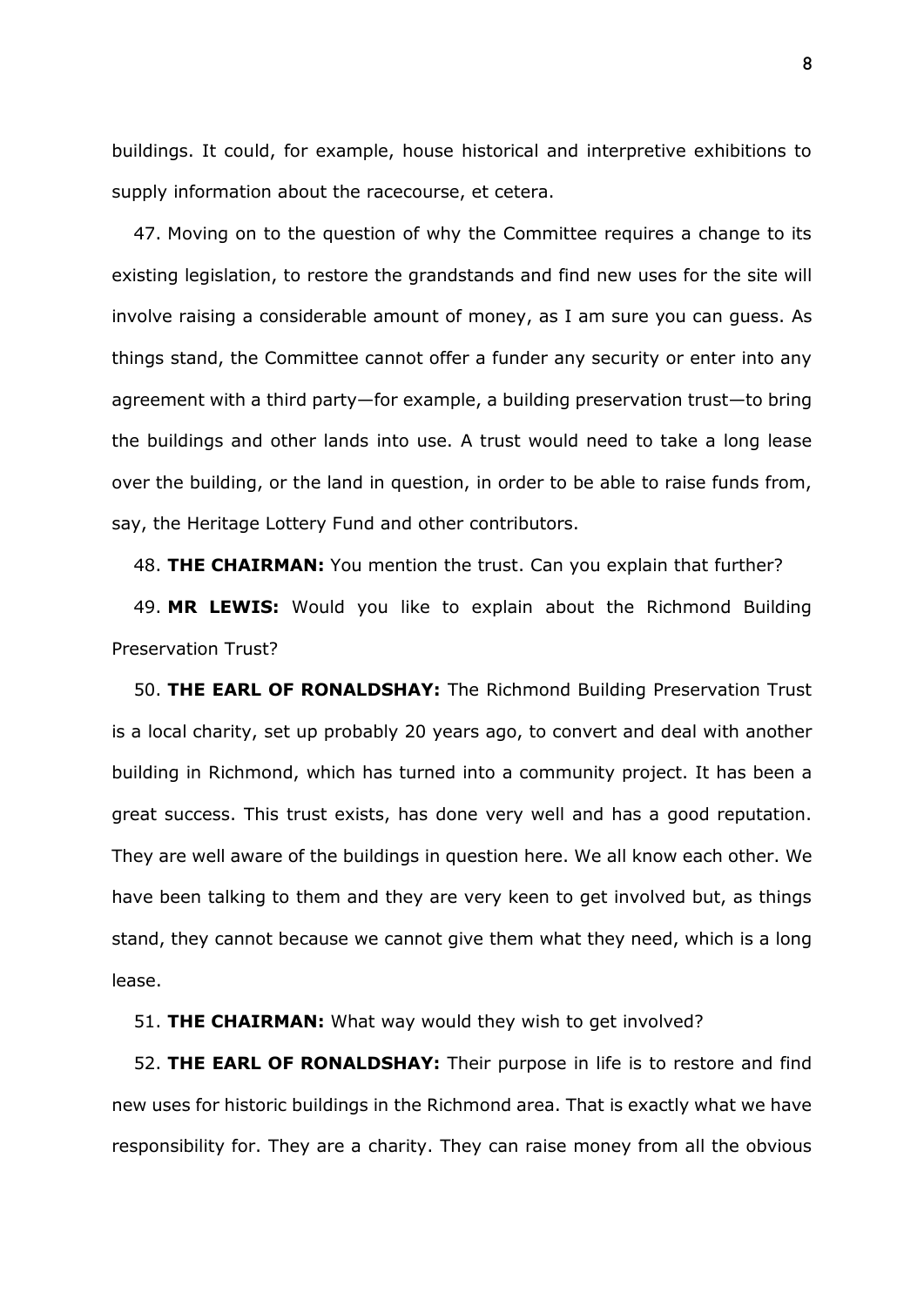buildings. It could, for example, house historical and interpretive exhibitions to supply information about the racecourse, et cetera.

47. Moving on to the question of why the Committee requires a change to its existing legislation, to restore the grandstands and find new uses for the site will involve raising a considerable amount of money, as I am sure you can guess. As things stand, the Committee cannot offer a funder any security or enter into any agreement with a third party—for example, a building preservation trust—to bring the buildings and other lands into use. A trust would need to take a long lease over the building, or the land in question, in order to be able to raise funds from, say, the Heritage Lottery Fund and other contributors.

48. **THE CHAIRMAN:** You mention the trust. Can you explain that further?

49. **MR LEWIS:** Would you like to explain about the Richmond Building Preservation Trust?

50. **THE EARL OF RONALDSHAY:** The Richmond Building Preservation Trust is a local charity, set up probably 20 years ago, to convert and deal with another building in Richmond, which has turned into a community project. It has been a great success. This trust exists, has done very well and has a good reputation. They are well aware of the buildings in question here. We all know each other. We have been talking to them and they are very keen to get involved but, as things stand, they cannot because we cannot give them what they need, which is a long lease.

51. **THE CHAIRMAN:** What way would they wish to get involved?

52. **THE EARL OF RONALDSHAY:** Their purpose in life is to restore and find new uses for historic buildings in the Richmond area. That is exactly what we have responsibility for. They are a charity. They can raise money from all the obvious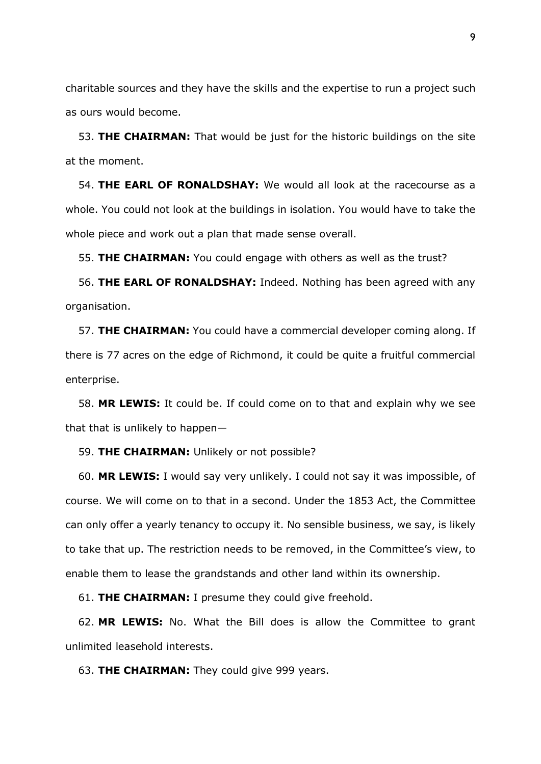charitable sources and they have the skills and the expertise to run a project such as ours would become.

53. **THE CHAIRMAN:** That would be just for the historic buildings on the site at the moment.

54. **THE EARL OF RONALDSHAY:** We would all look at the racecourse as a whole. You could not look at the buildings in isolation. You would have to take the whole piece and work out a plan that made sense overall.

55. **THE CHAIRMAN:** You could engage with others as well as the trust?

56. **THE EARL OF RONALDSHAY:** Indeed. Nothing has been agreed with any organisation.

57. **THE CHAIRMAN:** You could have a commercial developer coming along. If there is 77 acres on the edge of Richmond, it could be quite a fruitful commercial enterprise.

58. **MR LEWIS:** It could be. If could come on to that and explain why we see that that is unlikely to happen—

59. **THE CHAIRMAN:** Unlikely or not possible?

60. **MR LEWIS:** I would say very unlikely. I could not say it was impossible, of course. We will come on to that in a second. Under the 1853 Act, the Committee can only offer a yearly tenancy to occupy it. No sensible business, we say, is likely to take that up. The restriction needs to be removed, in the Committee's view, to enable them to lease the grandstands and other land within its ownership.

61. **THE CHAIRMAN:** I presume they could give freehold.

62. **MR LEWIS:** No. What the Bill does is allow the Committee to grant unlimited leasehold interests.

63. **THE CHAIRMAN:** They could give 999 years.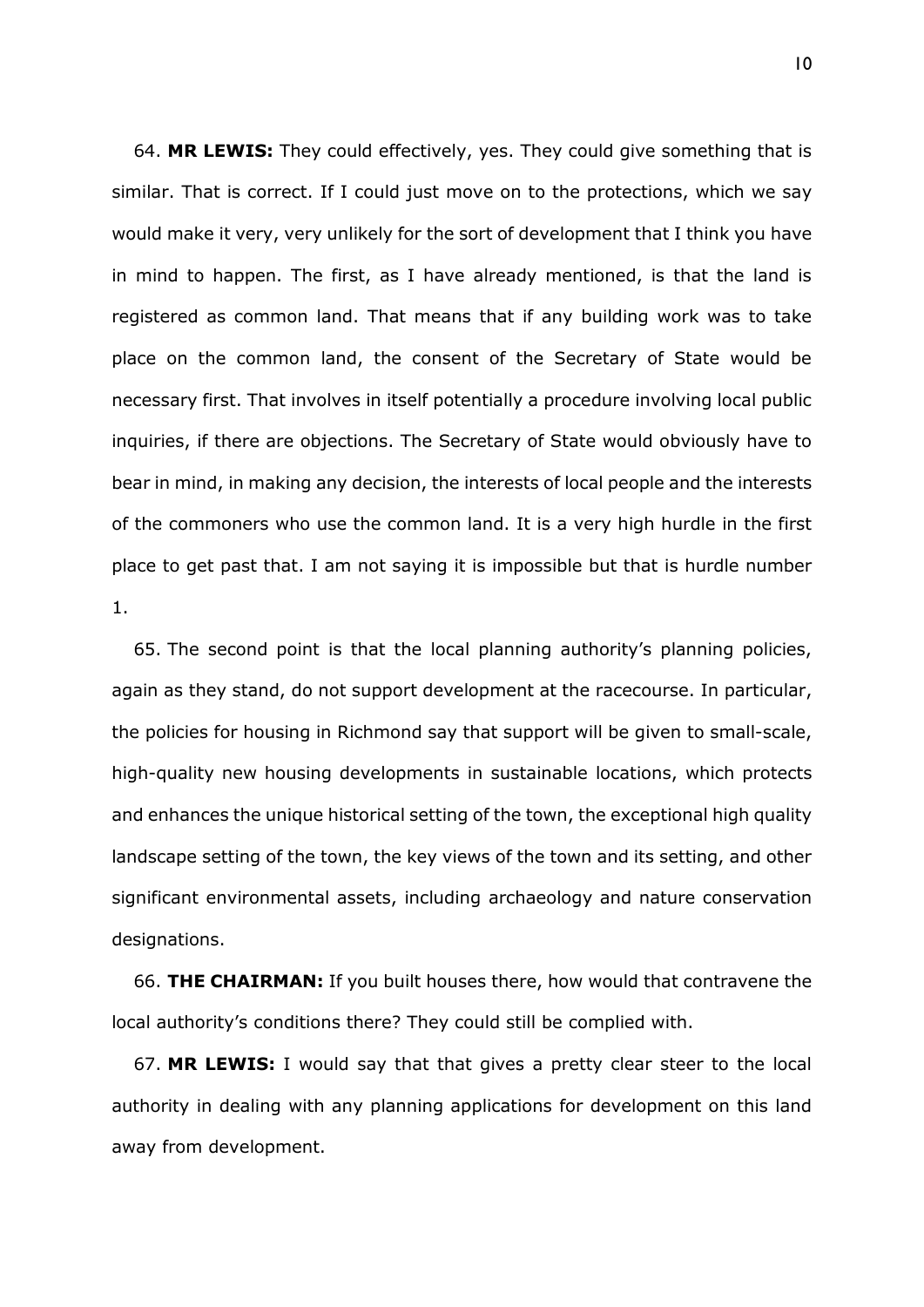64. **MR LEWIS:** They could effectively, yes. They could give something that is similar. That is correct. If I could just move on to the protections, which we say would make it very, very unlikely for the sort of development that I think you have in mind to happen. The first, as I have already mentioned, is that the land is registered as common land. That means that if any building work was to take place on the common land, the consent of the Secretary of State would be necessary first. That involves in itself potentially a procedure involving local public inquiries, if there are objections. The Secretary of State would obviously have to bear in mind, in making any decision, the interests of local people and the interests of the commoners who use the common land. It is a very high hurdle in the first place to get past that. I am not saying it is impossible but that is hurdle number 1.

65. The second point is that the local planning authority's planning policies, again as they stand, do not support development at the racecourse. In particular, the policies for housing in Richmond say that support will be given to small-scale, high-quality new housing developments in sustainable locations, which protects and enhances the unique historical setting of the town, the exceptional high quality landscape setting of the town, the key views of the town and its setting, and other significant environmental assets, including archaeology and nature conservation designations.

66. **THE CHAIRMAN:** If you built houses there, how would that contravene the local authority's conditions there? They could still be complied with.

67. **MR LEWIS:** I would say that that gives a pretty clear steer to the local authority in dealing with any planning applications for development on this land away from development.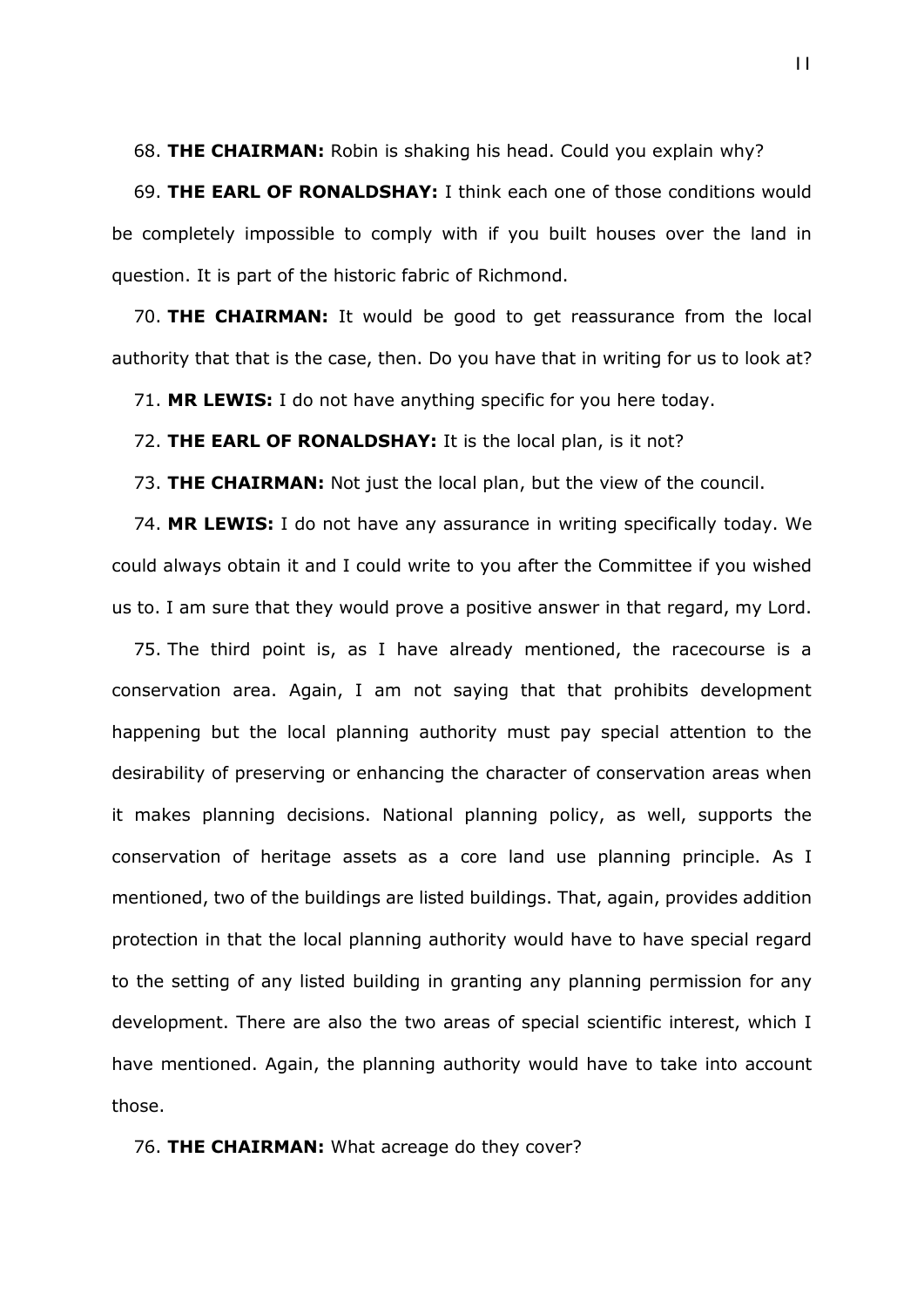68. **THE CHAIRMAN:** Robin is shaking his head. Could you explain why?

69. **THE EARL OF RONALDSHAY:** I think each one of those conditions would be completely impossible to comply with if you built houses over the land in question. It is part of the historic fabric of Richmond.

70. **THE CHAIRMAN:** It would be good to get reassurance from the local authority that that is the case, then. Do you have that in writing for us to look at?

71. **MR LEWIS:** I do not have anything specific for you here today.

72. **THE EARL OF RONALDSHAY:** It is the local plan, is it not?

73. **THE CHAIRMAN:** Not just the local plan, but the view of the council.

74. **MR LEWIS:** I do not have any assurance in writing specifically today. We could always obtain it and I could write to you after the Committee if you wished us to. I am sure that they would prove a positive answer in that regard, my Lord.

75. The third point is, as I have already mentioned, the racecourse is a conservation area. Again, I am not saying that that prohibits development happening but the local planning authority must pay special attention to the desirability of preserving or enhancing the character of conservation areas when it makes planning decisions. National planning policy, as well, supports the conservation of heritage assets as a core land use planning principle. As I mentioned, two of the buildings are listed buildings. That, again, provides addition protection in that the local planning authority would have to have special regard to the setting of any listed building in granting any planning permission for any development. There are also the two areas of special scientific interest, which I have mentioned. Again, the planning authority would have to take into account those.

76. **THE CHAIRMAN:** What acreage do they cover?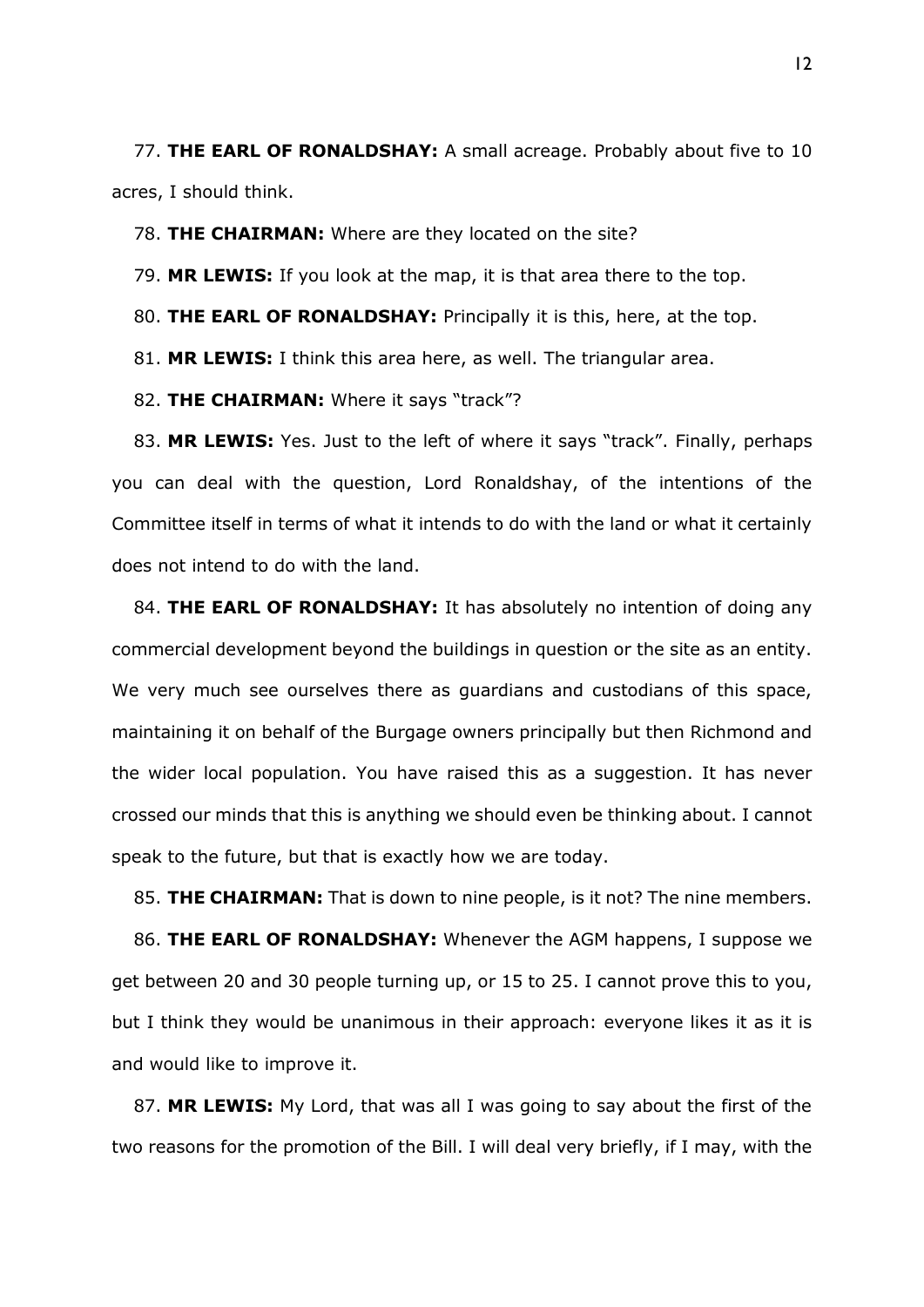77. **THE EARL OF RONALDSHAY:** A small acreage. Probably about five to 10 acres, I should think.

78. **THE CHAIRMAN:** Where are they located on the site?

79. **MR LEWIS:** If you look at the map, it is that area there to the top.

80. **THE EARL OF RONALDSHAY:** Principally it is this, here, at the top.

81. **MR LEWIS:** I think this area here, as well. The triangular area.

82. **THE CHAIRMAN:** Where it says "track"?

83. **MR LEWIS:** Yes. Just to the left of where it says "track". Finally, perhaps you can deal with the question, Lord Ronaldshay, of the intentions of the Committee itself in terms of what it intends to do with the land or what it certainly does not intend to do with the land.

84. **THE EARL OF RONALDSHAY:** It has absolutely no intention of doing any commercial development beyond the buildings in question or the site as an entity. We very much see ourselves there as guardians and custodians of this space, maintaining it on behalf of the Burgage owners principally but then Richmond and the wider local population. You have raised this as a suggestion. It has never crossed our minds that this is anything we should even be thinking about. I cannot speak to the future, but that is exactly how we are today.

85. **THE CHAIRMAN:** That is down to nine people, is it not? The nine members.

86. **THE EARL OF RONALDSHAY:** Whenever the AGM happens, I suppose we get between 20 and 30 people turning up, or 15 to 25. I cannot prove this to you, but I think they would be unanimous in their approach: everyone likes it as it is and would like to improve it.

87. **MR LEWIS:** My Lord, that was all I was going to say about the first of the two reasons for the promotion of the Bill. I will deal very briefly, if I may, with the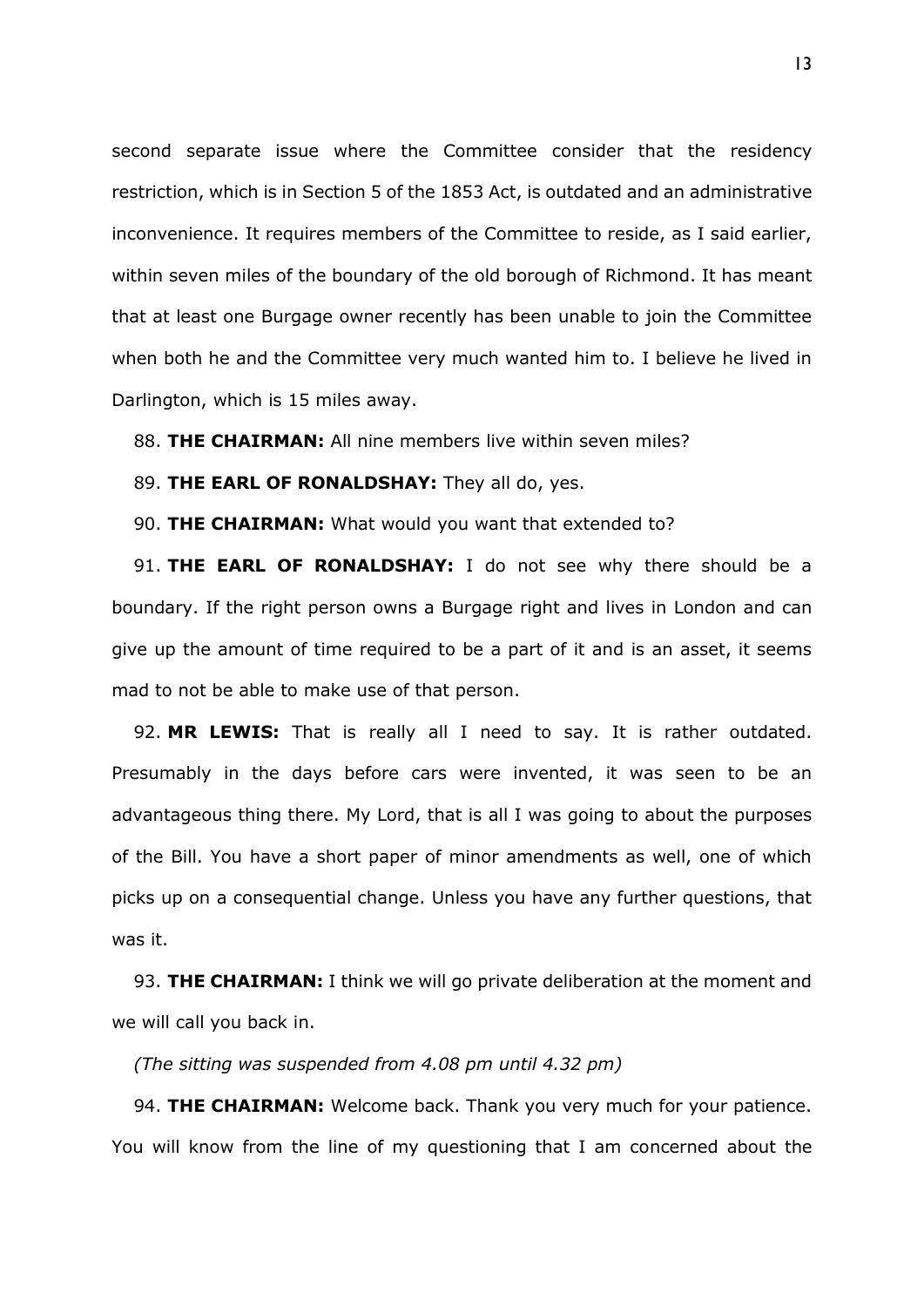second separate issue where the Committee consider that the residency restriction, which is in Section 5 of the 1853 Act, is outdated and an administrative inconvenience. It requires members of the Committee to reside, as I said earlier, within seven miles of the boundary of the old borough of Richmond. It has meant that at least one Burgage owner recently has been unable to join the Committee when both he and the Committee very much wanted him to. I believe he lived in Darlington, which is 15 miles away.

88. **THE CHAIRMAN:** All nine members live within seven miles?

89. **THE EARL OF RONALDSHAY:** They all do, yes.

90. **THE CHAIRMAN:** What would you want that extended to?

91. **THE EARL OF RONALDSHAY:** I do not see why there should be a boundary. If the right person owns a Burgage right and lives in London and can give up the amount of time required to be a part of it and is an asset, it seems mad to not be able to make use of that person.

92. **MR LEWIS:** That is really all I need to say. It is rather outdated. Presumably in the days before cars were invented, it was seen to be an advantageous thing there. My Lord, that is all I was going to about the purposes of the Bill. You have a short paper of minor amendments as well, one of which picks up on a consequential change. Unless you have any further questions, that was it.

93. **THE CHAIRMAN:** I think we will go private deliberation at the moment and we will call you back in.

*(The sitting was suspended from 4.08 pm until 4.32 pm)*

94. **THE CHAIRMAN:** Welcome back. Thank you very much for your patience. You will know from the line of my questioning that I am concerned about the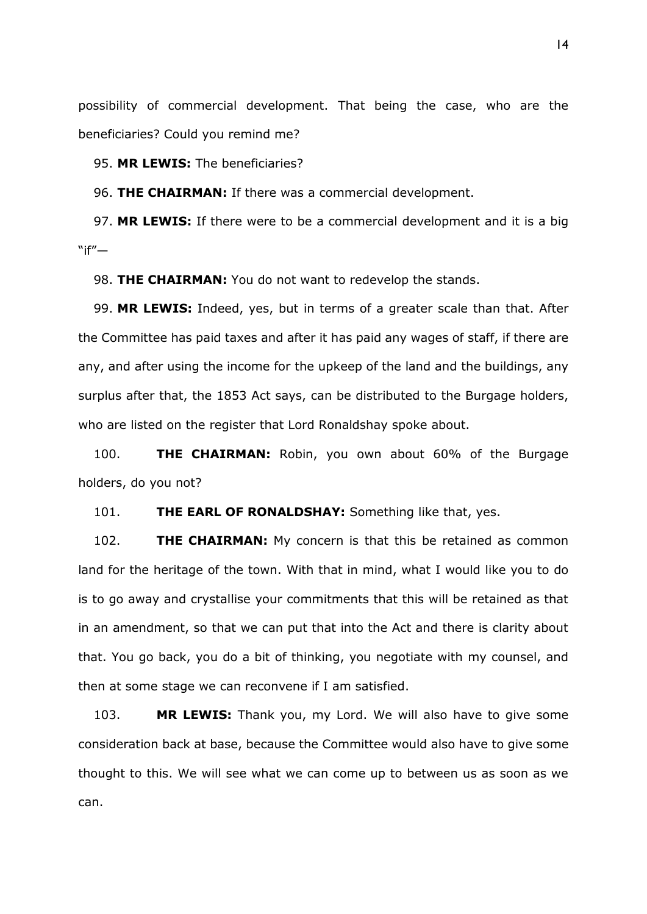possibility of commercial development. That being the case, who are the beneficiaries? Could you remind me?

95. **MR LEWIS:** The beneficiaries?

96. **THE CHAIRMAN:** If there was a commercial development.

97. **MR LEWIS:** If there were to be a commercial development and it is a big "if"—

98. **THE CHAIRMAN:** You do not want to redevelop the stands.

99. **MR LEWIS:** Indeed, yes, but in terms of a greater scale than that. After the Committee has paid taxes and after it has paid any wages of staff, if there are any, and after using the income for the upkeep of the land and the buildings, any surplus after that, the 1853 Act says, can be distributed to the Burgage holders, who are listed on the register that Lord Ronaldshay spoke about.

100. **THE CHAIRMAN:** Robin, you own about 60% of the Burgage holders, do you not?

101. **THE EARL OF RONALDSHAY:** Something like that, yes.

102. **THE CHAIRMAN:** My concern is that this be retained as common land for the heritage of the town. With that in mind, what I would like you to do is to go away and crystallise your commitments that this will be retained as that in an amendment, so that we can put that into the Act and there is clarity about that. You go back, you do a bit of thinking, you negotiate with my counsel, and then at some stage we can reconvene if I am satisfied.

103. **MR LEWIS:** Thank you, my Lord. We will also have to give some consideration back at base, because the Committee would also have to give some thought to this. We will see what we can come up to between us as soon as we can.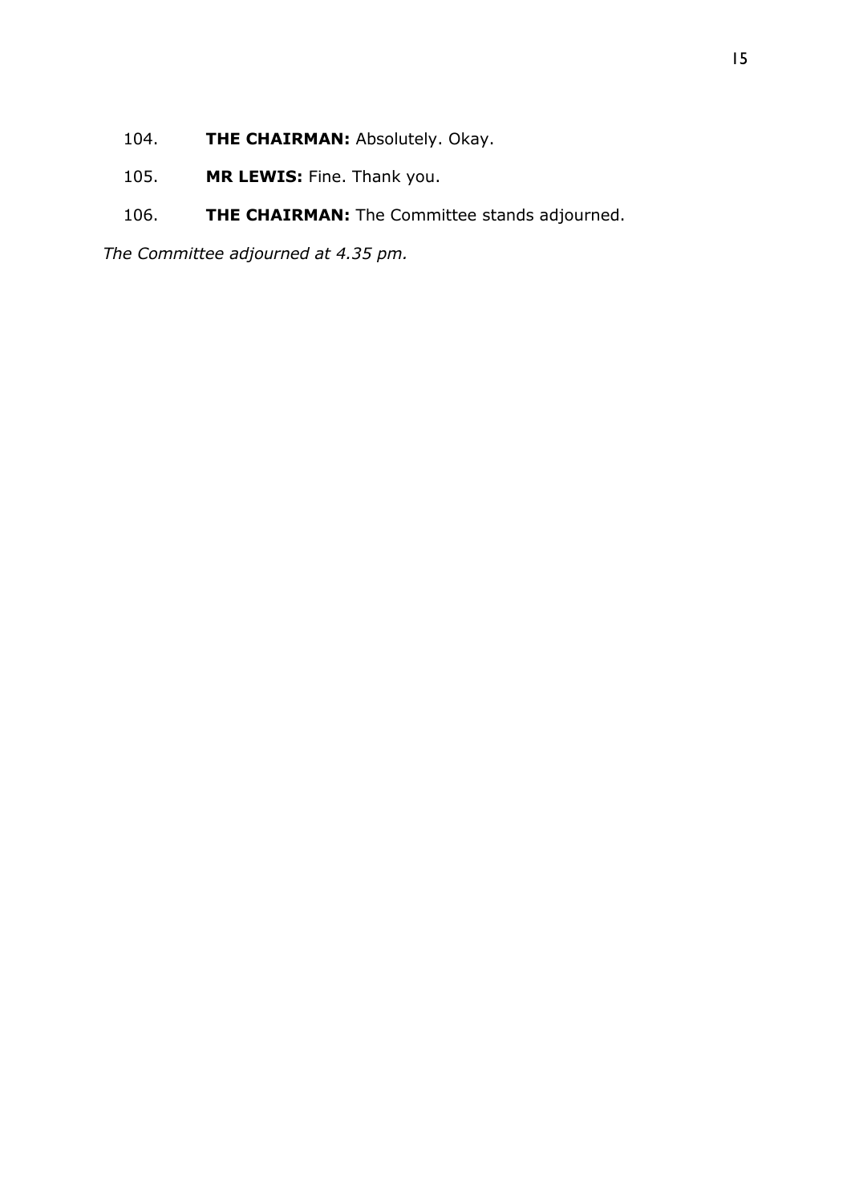104. **THE CHAIRMAN:** Absolutely. Okay.

105. **MR LEWIS:** Fine. Thank you.

106. **THE CHAIRMAN:** The Committee stands adjourned.

*The Committee adjourned at 4.35 pm.*